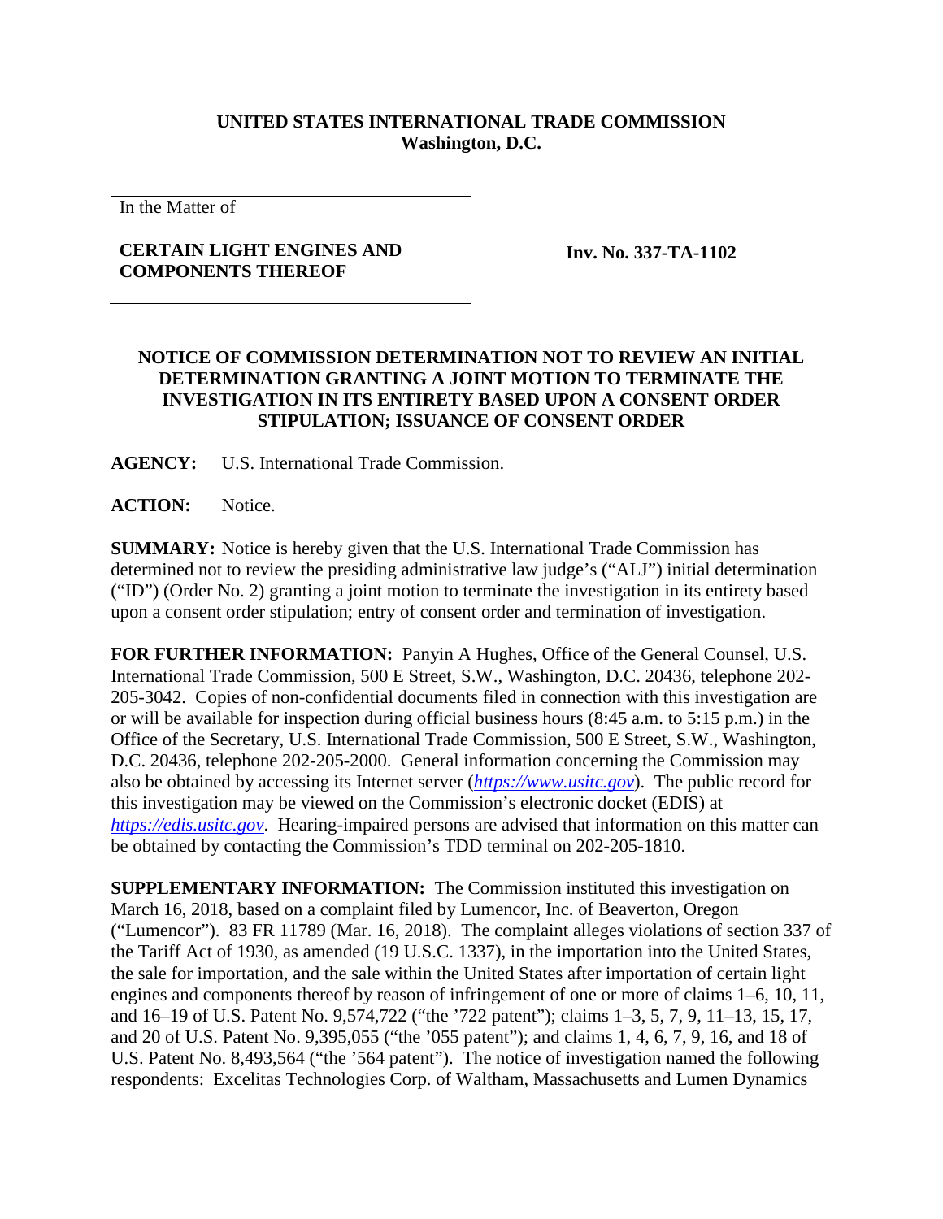**UNITED STATES INTERNATIONAL TRADE COMMISSION**
**Washington, D.C.**

| In the Matter of<br><br>**CERTAIN LIGHT ENGINES AND COMPONENTS THEREOF** | **Inv. No. 337-TA-1102** |
| --- | --- |

**NOTICE OF COMMISSION DETERMINATION NOT TO REVIEW AN INITIAL DETERMINATION GRANTING A JOINT MOTION TO TERMINATE THE INVESTIGATION IN ITS ENTIRETY BASED UPON A CONSENT ORDER STIPULATION; ISSUANCE OF CONSENT ORDER**

**AGENCY:** U.S. International Trade Commission.

**ACTION:** Notice.

**SUMMARY:** Notice is hereby given that the U.S. International Trade Commission has determined not to review the presiding administrative law judge's ("ALJ") initial determination ("ID") (Order No. 2) granting a joint motion to terminate the investigation in its entirety based upon a consent order stipulation; entry of consent order and termination of investigation.

**FOR FURTHER INFORMATION:** Panyin A Hughes, Office of the General Counsel, U.S. International Trade Commission, 500 E Street, S.W., Washington, D.C. 20436, telephone 202-205-3042. Copies of non-confidential documents filed in connection with this investigation are or will be available for inspection during official business hours (8:45 a.m. to 5:15 p.m.) in the Office of the Secretary, U.S. International Trade Commission, 500 E Street, S.W., Washington, D.C. 20436, telephone 202-205-2000. General information concerning the Commission may also be obtained by accessing its Internet server (*https://www.usitc.gov*). The public record for this investigation may be viewed on the Commission's electronic docket (EDIS) at *https://edis.usitc.gov*. Hearing-impaired persons are advised that information on this matter can be obtained by contacting the Commission's TDD terminal on 202-205-1810.

**SUPPLEMENTARY INFORMATION:** The Commission instituted this investigation on March 16, 2018, based on a complaint filed by Lumencor, Inc. of Beaverton, Oregon ("Lumencor"). 83 FR 11789 (Mar. 16, 2018). The complaint alleges violations of section 337 of the Tariff Act of 1930, as amended (19 U.S.C. 1337), in the importation into the United States, the sale for importation, and the sale within the United States after importation of certain light engines and components thereof by reason of infringement of one or more of claims 1–6, 10, 11, and 16–19 of U.S. Patent No. 9,574,722 ("the '722 patent"); claims 1–3, 5, 7, 9, 11–13, 15, 17, and 20 of U.S. Patent No. 9,395,055 ("the '055 patent"); and claims 1, 4, 6, 7, 9, 16, and 18 of U.S. Patent No. 8,493,564 ("the '564 patent"). The notice of investigation named the following respondents: Excelitas Technologies Corp. of Waltham, Massachusetts and Lumen Dynamics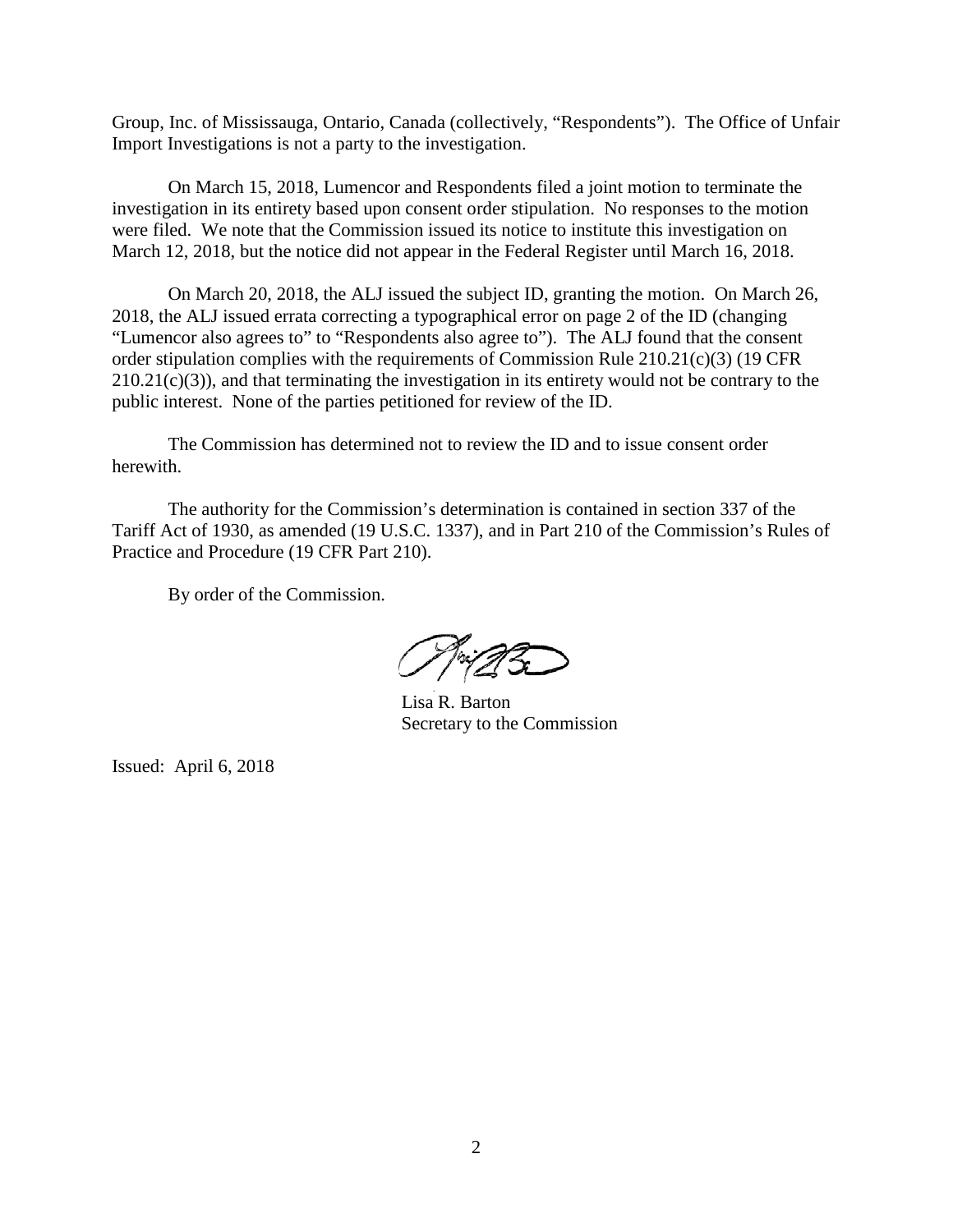Group, Inc. of Mississauga, Ontario, Canada (collectively, "Respondents"). The Office of Unfair Import Investigations is not a party to the investigation.

On March 15, 2018, Lumencor and Respondents filed a joint motion to terminate the investigation in its entirety based upon consent order stipulation. No responses to the motion were filed. We note that the Commission issued its notice to institute this investigation on March 12, 2018, but the notice did not appear in the Federal Register until March 16, 2018.

On March 20, 2018, the ALJ issued the subject ID, granting the motion. On March 26, 2018, the ALJ issued errata correcting a typographical error on page 2 of the ID (changing "Lumencor also agrees to" to "Respondents also agree to"). The ALJ found that the consent order stipulation complies with the requirements of Commission Rule 210.21(c)(3) (19 CFR 210.21(c)(3)), and that terminating the investigation in its entirety would not be contrary to the public interest. None of the parties petitioned for review of the ID.

The Commission has determined not to review the ID and to issue consent order herewith.

The authority for the Commission's determination is contained in section 337 of the Tariff Act of 1930, as amended (19 U.S.C. 1337), and in Part 210 of the Commission's Rules of Practice and Procedure (19 CFR Part 210).

By order of the Commission.

Lisa R. Barton
Secretary to the Commission

Issued: April 6, 2018